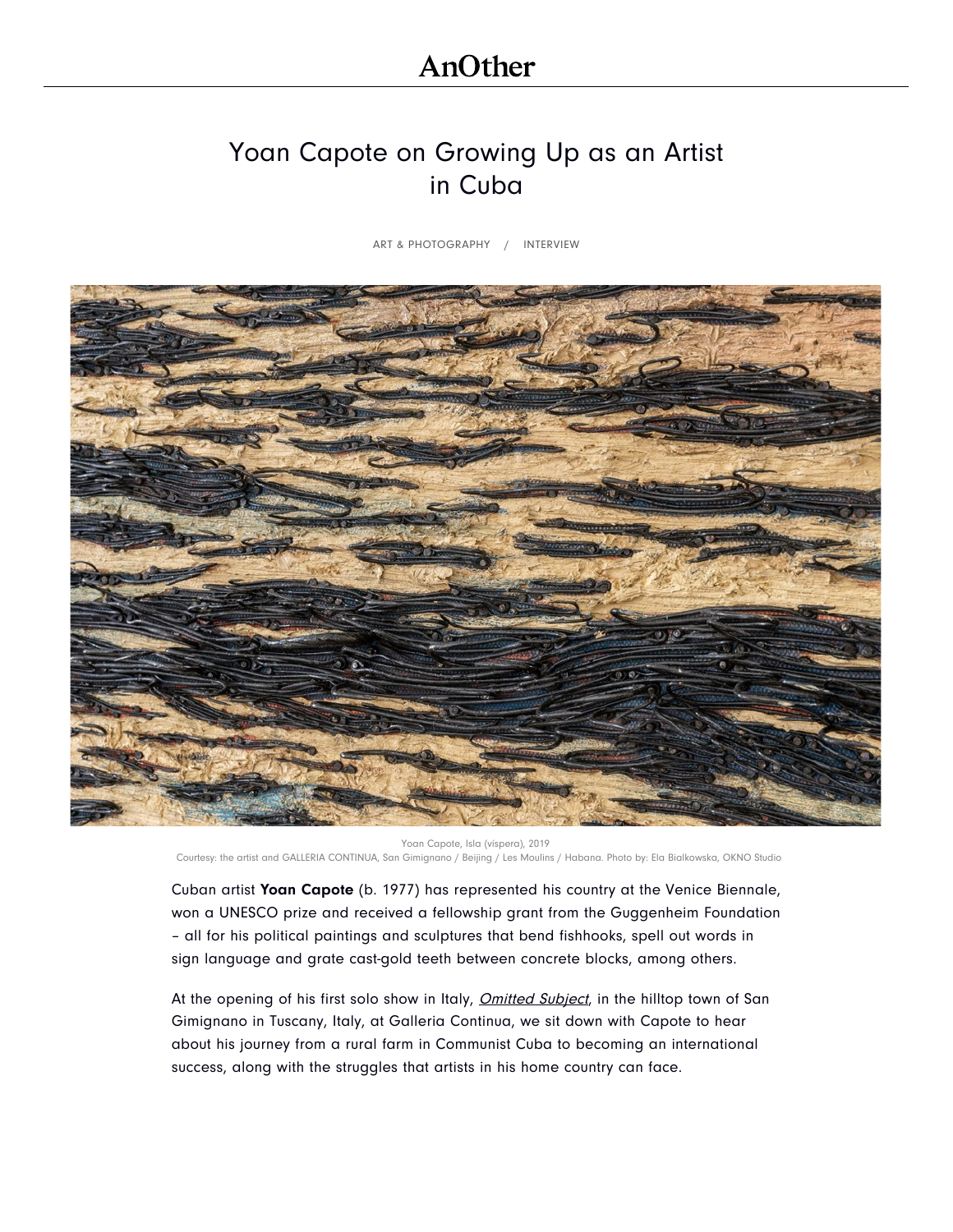# Yoan Capote on Growing Up as an Artist in Cuba

ART & PHOTOGRAPHY / INTERVIEW

Yoan Capote, Isla (víspera), 2019
Courtesy: the artist and GALLERIA CONTINUA, San Gimignano / Beijing / Les Moulins / Habana. Photo by: Ela Bialkowska, OKNO Studio

Cuban artist **Yoan Capote** (b. 1977) has represented his country at the Venice Biennale, won a UNESCO prize and received a fellowship grant from the Guggenheim Foundation – all for his political paintings and sculptures that bend fishhooks, spell out words in sign language and grate cast-gold teeth between concrete blocks, among others.

At the opening of his first solo show in Italy, *Omitted Subject*, in the hilltop town of San Gimignano in Tuscany, Italy, at Galleria Continua, we sit down with Capote to hear about his journey from a rural farm in Communist Cuba to becoming an international success, along with the struggles that artists in his home country can face.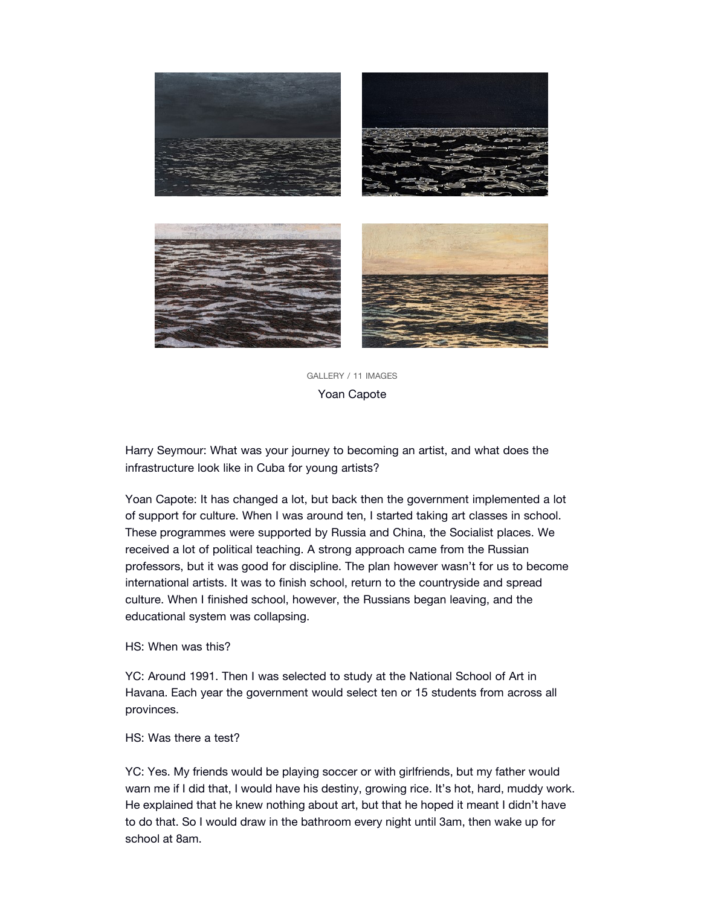GALLERY / 11 IMAGES

Yoan Capote

Harry Seymour: What was your journey to becoming an artist, and what does the infrastructure look like in Cuba for young artists?

Yoan Capote: It has changed a lot, but back then the government implemented a lot of support for culture. When I was around ten, I started taking art classes in school. These programmes were supported by Russia and China, the Socialist places. We received a lot of political teaching. A strong approach came from the Russian professors, but it was good for discipline. The plan however wasn't for us to become international artists. It was to finish school, return to the countryside and spread culture. When I finished school, however, the Russians began leaving, and the educational system was collapsing.

HS: When was this?

YC: Around 1991. Then I was selected to study at the National School of Art in Havana. Each year the government would select ten or 15 students from across all provinces.

HS: Was there a test?

YC: Yes. My friends would be playing soccer or with girlfriends, but my father would warn me if I did that, I would have his destiny, growing rice. It's hot, hard, muddy work. He explained that he knew nothing about art, but that he hoped it meant I didn't have to do that. So I would draw in the bathroom every night until 3am, then wake up for school at 8am.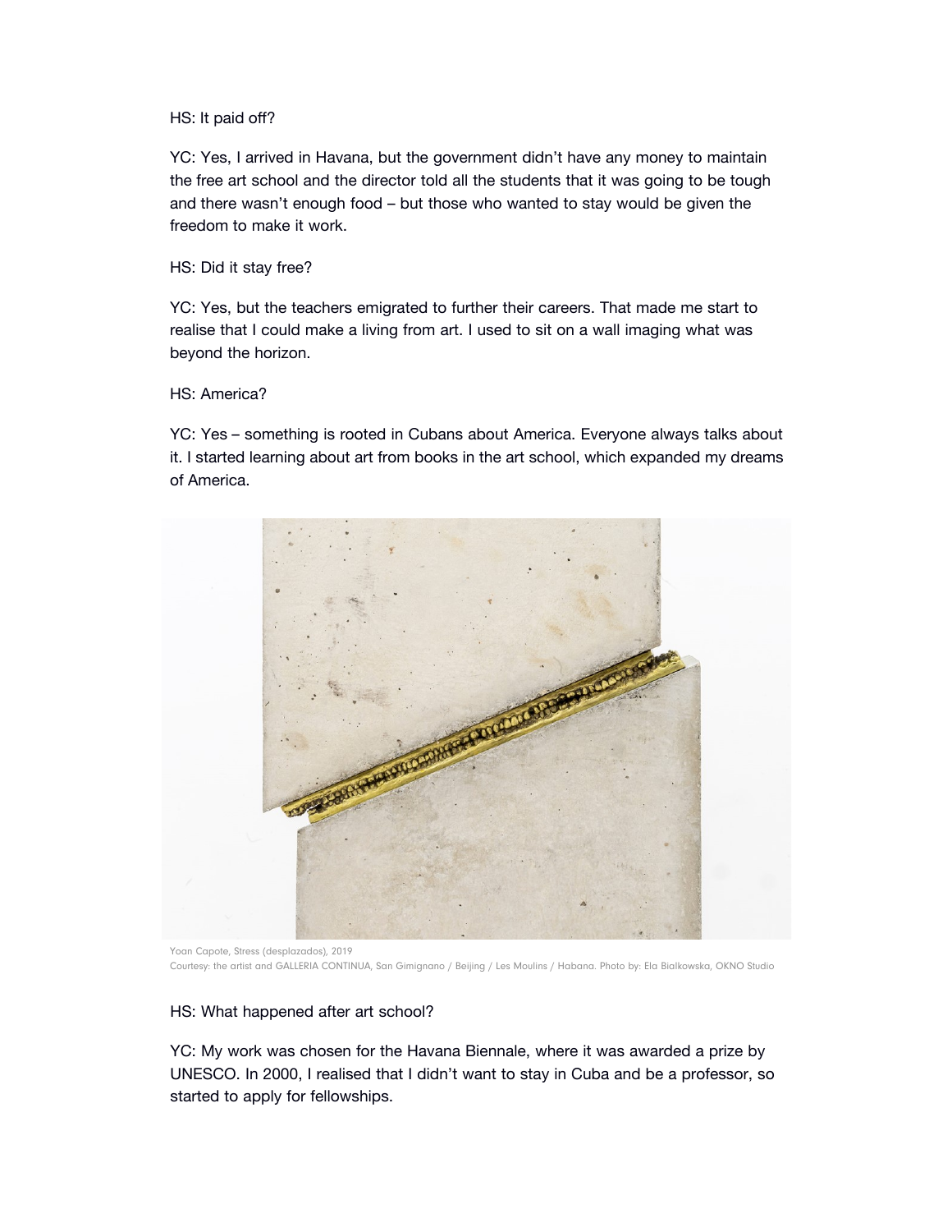HS: It paid off?

YC: Yes, I arrived in Havana, but the government didn't have any money to maintain the free art school and the director told all the students that it was going to be tough and there wasn't enough food – but those who wanted to stay would be given the freedom to make it work.

HS: Did it stay free?

YC: Yes, but the teachers emigrated to further their careers. That made me start to realise that I could make a living from art. I used to sit on a wall imaging what was beyond the horizon.

HS: America?

YC: Yes – something is rooted in Cubans about America. Everyone always talks about it. I started learning about art from books in the art school, which expanded my dreams of America.

Yoan Capote, Stress (desplazados), 2019
Courtesy: the artist and GALLERIA CONTINUA, San Gimignano / Beijing / Les Moulins / Habana. Photo by: Ela Bialkowska, OKNO Studio

HS: What happened after art school?

YC: My work was chosen for the Havana Biennale, where it was awarded a prize by UNESCO. In 2000, I realised that I didn't want to stay in Cuba and be a professor, so started to apply for fellowships.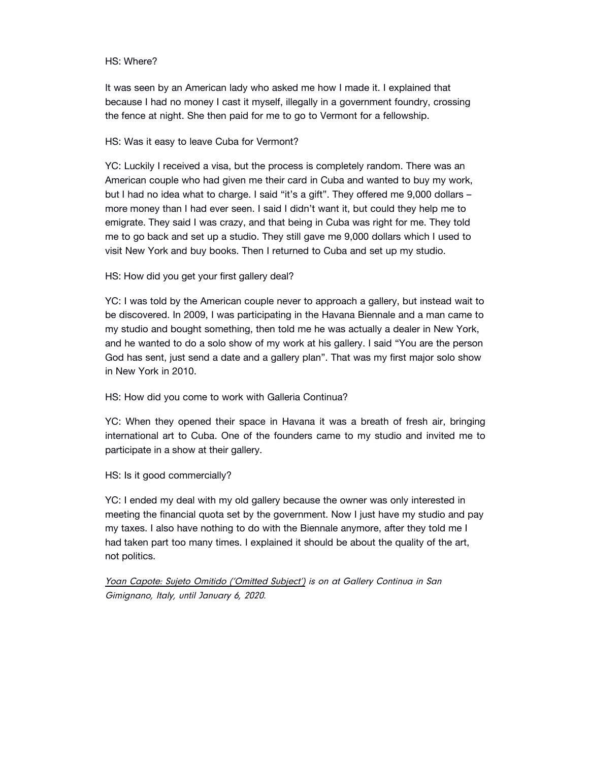HS: Where?

It was seen by an American lady who asked me how I made it. I explained that because I had no money I cast it myself, illegally in a government foundry, crossing the fence at night. She then paid for me to go to Vermont for a fellowship.

HS: Was it easy to leave Cuba for Vermont?

YC: Luckily I received a visa, but the process is completely random. There was an American couple who had given me their card in Cuba and wanted to buy my work, but I had no idea what to charge. I said "it's a gift". They offered me 9,000 dollars – more money than I had ever seen. I said I didn't want it, but could they help me to emigrate. They said I was crazy, and that being in Cuba was right for me. They told me to go back and set up a studio. They still gave me 9,000 dollars which I used to visit New York and buy books. Then I returned to Cuba and set up my studio.

HS: How did you get your first gallery deal?

YC: I was told by the American couple never to approach a gallery, but instead wait to be discovered. In 2009, I was participating in the Havana Biennale and a man came to my studio and bought something, then told me he was actually a dealer in New York, and he wanted to do a solo show of my work at his gallery. I said "You are the person God has sent, just send a date and a gallery plan". That was my first major solo show in New York in 2010.

HS: How did you come to work with Galleria Continua?

YC: When they opened their space in Havana it was a breath of fresh air, bringing international art to Cuba. One of the founders came to my studio and invited me to participate in a show at their gallery.

HS: Is it good commercially?

YC: I ended my deal with my old gallery because the owner was only interested in meeting the financial quota set by the government. Now I just have my studio and pay my taxes. I also have nothing to do with the Biennale anymore, after they told me I had taken part too many times. I explained it should be about the quality of the art, not politics.

*Yoan Capote: Sujeto Omitido ('Omitted Subject') is on at Gallery Continua in San Gimignano, Italy, until January 6, 2020.*